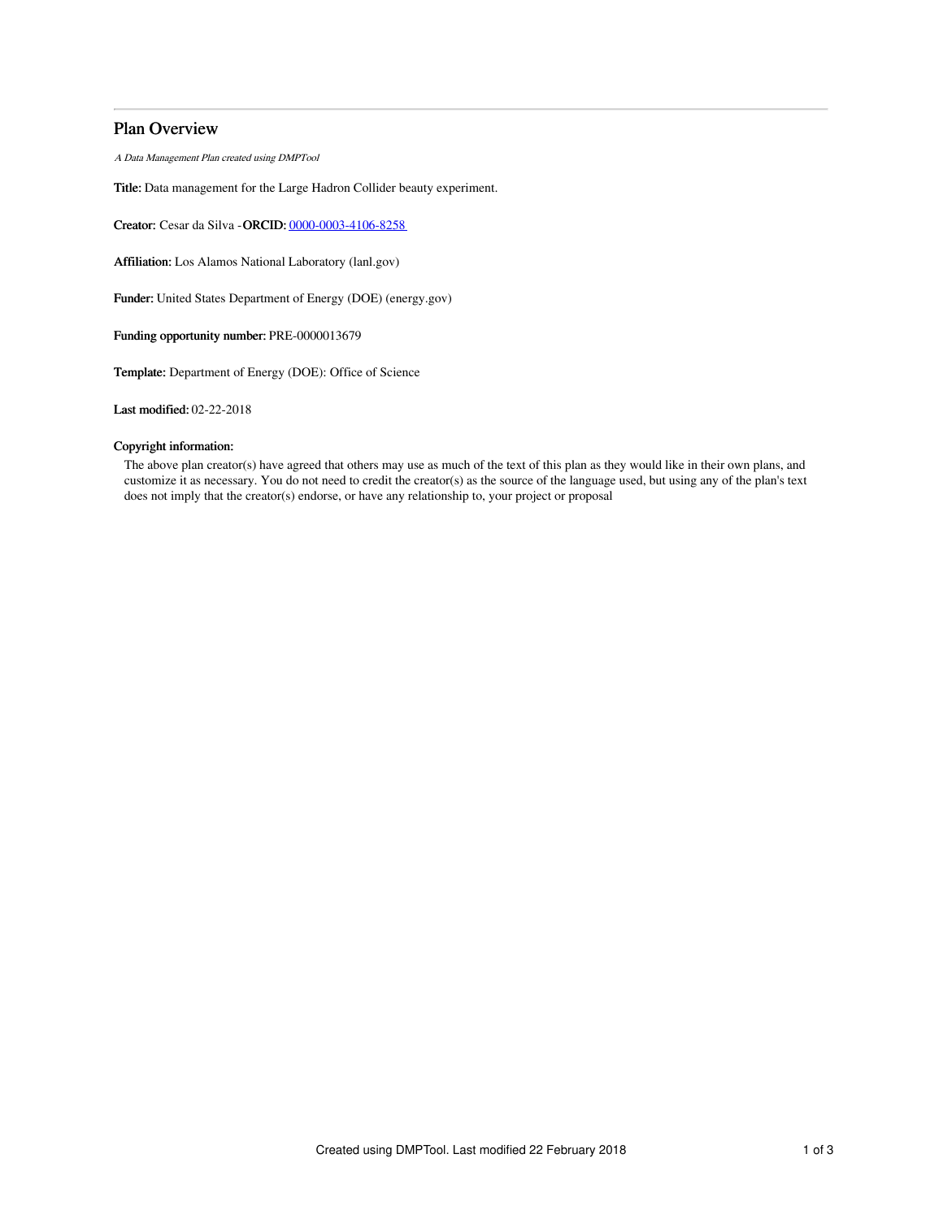# Plan Overview

*A Data Management Plan created using DMPTool*

**Title:** Data management for the Large Hadron Collider beauty experiment.

**Creator:** Cesar da Silva -**ORCID:** 0000-0003-4106-8258

**Affiliation:** Los Alamos National Laboratory (lanl.gov)

**Funder:** United States Department of Energy (DOE) (energy.gov)

**Funding opportunity number:** PRE-0000013679

**Template:** Department of Energy (DOE): Office of Science

**Last modified:** 02-22-2018

**Copyright information:**

The above plan creator(s) have agreed that others may use as much of the text of this plan as they would like in their own plans, and customize it as necessary. You do not need to credit the creator(s) as the source of the language used, but using any of the plan's text does not imply that the creator(s) endorse, or have any relationship to, your project or proposal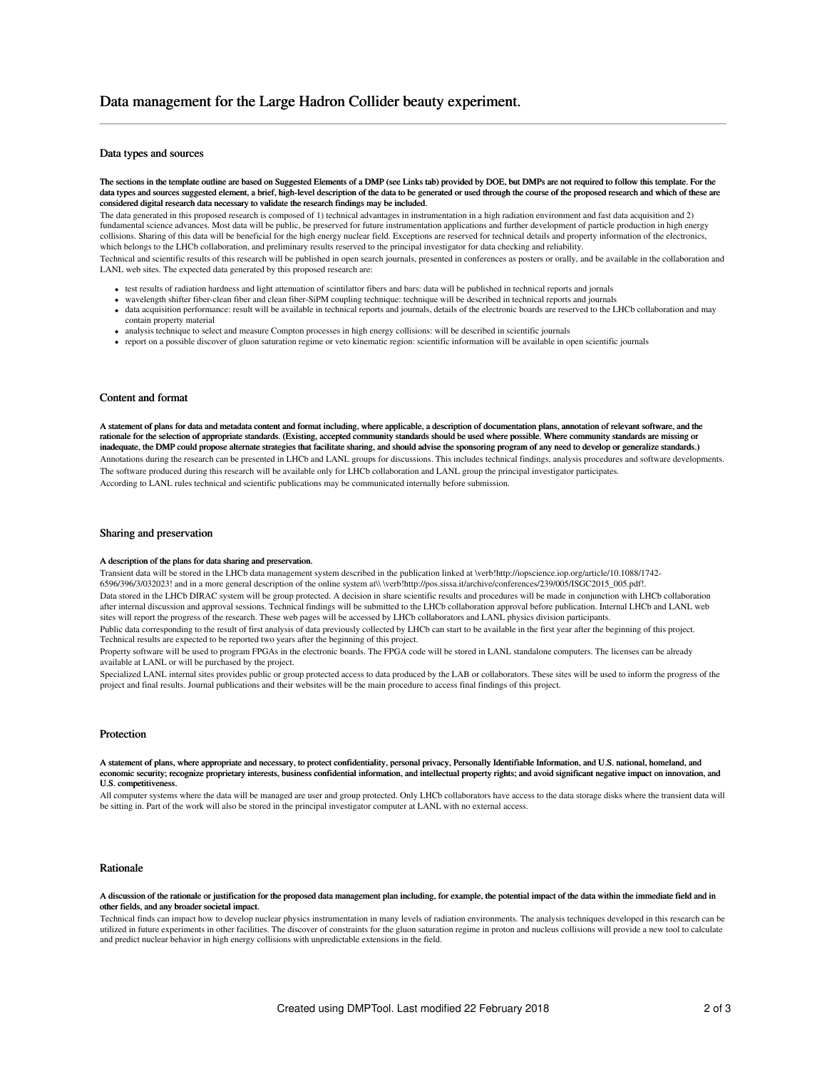# Data management for the Large Hadron Collider beauty experiment.

## Data types and sources

**The sections in the template outline are based on Suggested Elements of a DMP (see Links tab) provided by DOE, but DMPs are not required to follow this template. For the data types and sources suggested element, a brief, high-level description of the data to be generated or used through the course of the proposed research and which of these are considered digital research data necessary to validate the research findings may be included.**

The data generated in this proposed research is composed of 1) technical advantages in instrumentation in a high radiation environment and fast data acquisition and 2) fundamental science advances. Most data will be public, be preserved for future instrumentation applications and further development of particle production in high energy collisions. Sharing of this data will be beneficial for the high energy nuclear field. Exceptions are reserved for technical details and property information of the electronics, which belongs to the LHCb collaboration, and preliminary results reserved to the principal investigator for data checking and reliability.

Technical and scientific results of this research will be published in open search journals, presented in conferences as posters or orally, and be available in the collaboration and LANL web sites. The expected data generated by this proposed research are:

- test results of radiation hardness and light attenuation of scintilattor fibers and bars: data will be published in technical reports and jornals
- wavelength shifter fiber-clean fiber and clean fiber-SiPM coupling technique: technique will be described in technical reports and journals
- data acquisition performance: result will be available in technical reports and journals, details of the electronic boards are reserved to the LHCb collaboration and may contain property material
- analysis technique to select and measure Compton processes in high energy collisions: will be described in scientific journals
- report on a possible discover of gluon saturation regime or veto kinematic region: scientific information will be available in open scientific journals

## Content and format

**A statement of plans for data and metadata content and format including, where applicable, a description of documentation plans, annotation of relevant software, and the rationale for the selection of appropriate standards. (Existing, accepted community standards should be used where possible. Where community standards are missing or inadequate, the DMP could propose alternate strategies that facilitate sharing, and should advise the sponsoring program of any need to develop or generalize standards.)**

Annotations during the research can be presented in LHCb and LANL groups for discussions. This includes technical findings, analysis procedures and software developments.

The software produced during this research will be available only for LHCb collaboration and LANL group the principal investigator participates.

According to LANL rules technical and scientific publications may be communicated internally before submission.

## Sharing and preservation

**A description of the plans for data sharing and preservation.**

Transient data will be stored in the LHCb data management system described in the publication linked at \verb!http://iopscience.iop.org/article/10.1088/1742-6596/396/3/032023! and in a more general description of the online system at\\ \verb!http://pos.sissa.it/archive/conferences/239/005/ISGC2015_005.pdf!.

Data stored in the LHCb DIRAC system will be group protected. A decision in share scientific results and procedures will be made in conjunction with LHCb collaboration after internal discussion and approval sessions. Technical findings will be submitted to the LHCb collaboration approval before publication. Internal LHCb and LANL web sites will report the progress of the research. These web pages will be accessed by LHCb collaborators and LANL physics division participants.

Public data corresponding to the result of first analysis of data previously collected by LHCb can start to be available in the first year after the beginning of this project. Technical results are expected to be reported two years after the beginning of this project.

Property software will be used to program FPGAs in the electronic boards. The FPGA code will be stored in LANL standalone computers. The licenses can be already available at LANL or will be purchased by the project.

Specialized LANL internal sites provides public or group protected access to data produced by the LAB or collaborators. These sites will be used to inform the progress of the project and final results. Journal publications and their websites will be the main procedure to access final findings of this project.

## Protection

**A statement of plans, where appropriate and necessary, to protect confidentiality, personal privacy, Personally Identifiable Information, and U.S. national, homeland, and economic security; recognize proprietary interests, business confidential information, and intellectual property rights; and avoid significant negative impact on innovation, and U.S. competitiveness.**

All computer systems where the data will be managed are user and group protected. Only LHCb collaborators have access to the data storage disks where the transient data will be sitting in. Part of the work will also be stored in the principal investigator computer at LANL with no external access.

## Rationale

**A discussion of the rationale or justification for the proposed data management plan including, for example, the potential impact of the data within the immediate field and in other fields, and any broader societal impact.**

Technical finds can impact how to develop nuclear physics instrumentation in many levels of radiation environments. The analysis techniques developed in this research can be utilized in future experiments in other facilities. The discover of constraints for the gluon saturation regime in proton and nucleus collisions will provide a new tool to calculate and predict nuclear behavior in high energy collisions with unpredictable extensions in the field.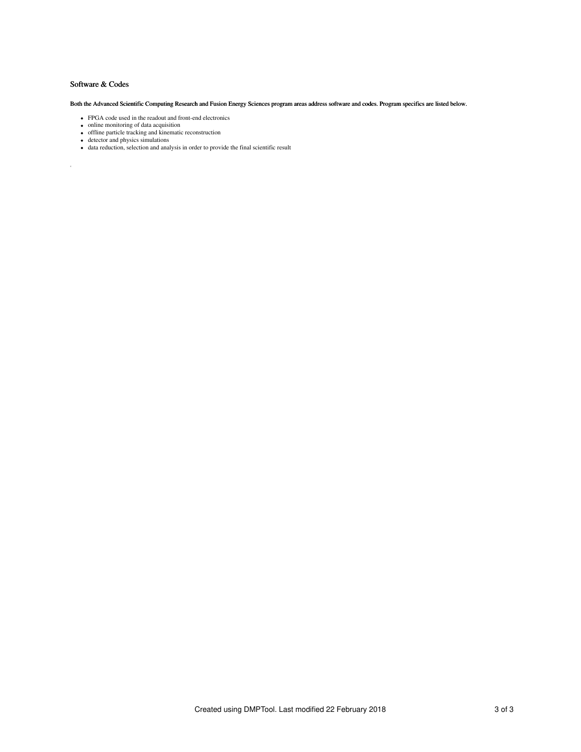## Software & Codes

**Both the Advanced Scientific Computing Research and Fusion Energy Sciences program areas address software and codes. Program specifics are listed below.**

- FPGA code used in the readout and front-end electronics
- online monitoring of data acquisition
- offline particle tracking and kinematic reconstruction
- detector and physics simulations
- data reduction, selection and analysis in order to provide the final scientific result